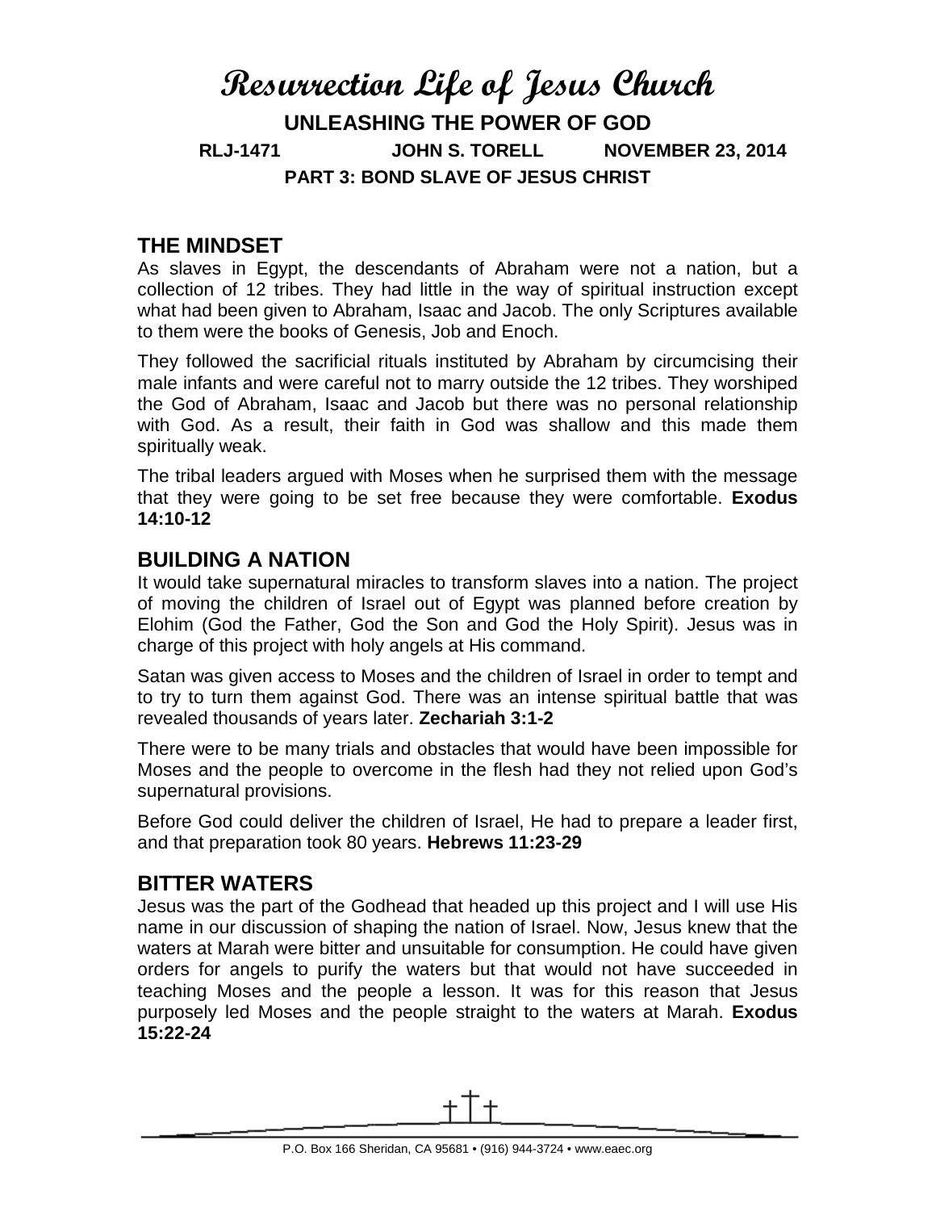# Resurrection Life of Jesus Church

**UNLEASHING THE POWER OF GOD**

**RLJ-1471 JOHN S. TORELL NOVEMBER 23, 2014**

**PART 3: BOND SLAVE OF JESUS CHRIST**

## THE MINDSET

As slaves in Egypt, the descendants of Abraham were not a nation, but a collection of 12 tribes. They had little in the way of spiritual instruction except what had been given to Abraham, Isaac and Jacob. The only Scriptures available to them were the books of Genesis, Job and Enoch.

They followed the sacrificial rituals instituted by Abraham by circumcising their male infants and were careful not to marry outside the 12 tribes. They worshiped the God of Abraham, Isaac and Jacob but there was no personal relationship with God. As a result, their faith in God was shallow and this made them spiritually weak.

The tribal leaders argued with Moses when he surprised them with the message that they were going to be set free because they were comfortable. **Exodus 14:10-12**

## BUILDING A NATION

It would take supernatural miracles to transform slaves into a nation. The project of moving the children of Israel out of Egypt was planned before creation by Elohim (God the Father, God the Son and God the Holy Spirit). Jesus was in charge of this project with holy angels at His command.

Satan was given access to Moses and the children of Israel in order to tempt and to try to turn them against God. There was an intense spiritual battle that was revealed thousands of years later. **Zechariah 3:1-2**

There were to be many trials and obstacles that would have been impossible for Moses and the people to overcome in the flesh had they not relied upon God's supernatural provisions.

Before God could deliver the children of Israel, He had to prepare a leader first, and that preparation took 80 years. **Hebrews 11:23-29**

## BITTER WATERS

Jesus was the part of the Godhead that headed up this project and I will use His name in our discussion of shaping the nation of Israel. Now, Jesus knew that the waters at Marah were bitter and unsuitable for consumption. He could have given orders for angels to purify the waters but that would not have succeeded in teaching Moses and the people a lesson. It was for this reason that Jesus purposely led Moses and the people straight to the waters at Marah. **Exodus 15:22-24**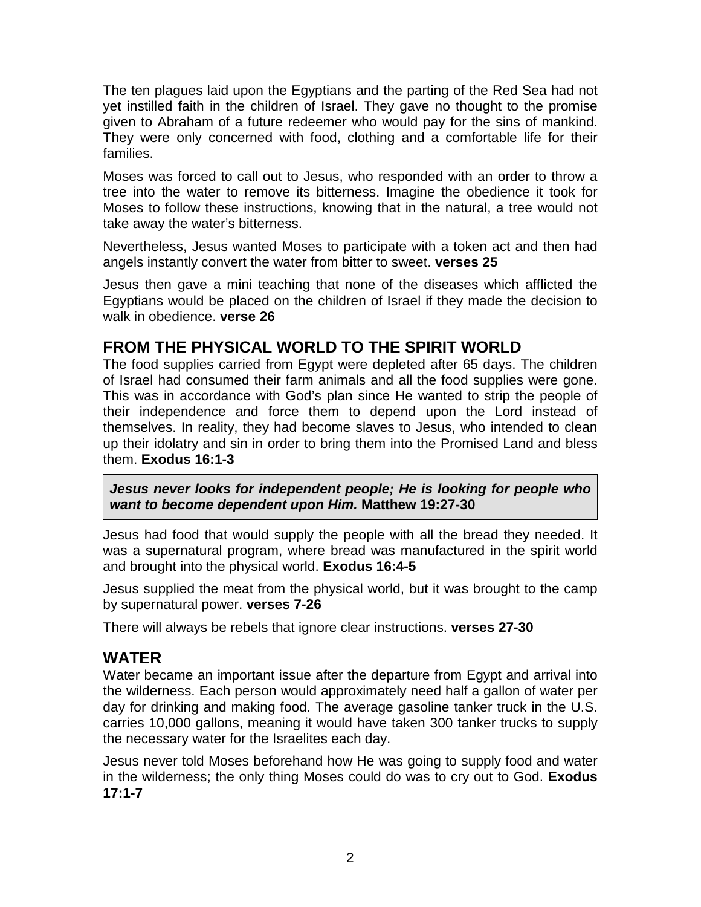The ten plagues laid upon the Egyptians and the parting of the Red Sea had not yet instilled faith in the children of Israel. They gave no thought to the promise given to Abraham of a future redeemer who would pay for the sins of mankind. They were only concerned with food, clothing and a comfortable life for their families.

Moses was forced to call out to Jesus, who responded with an order to throw a tree into the water to remove its bitterness. Imagine the obedience it took for Moses to follow these instructions, knowing that in the natural, a tree would not take away the water's bitterness.

Nevertheless, Jesus wanted Moses to participate with a token act and then had angels instantly convert the water from bitter to sweet. **verses 25**

Jesus then gave a mini teaching that none of the diseases which afflicted the Egyptians would be placed on the children of Israel if they made the decision to walk in obedience. **verse 26**

## FROM THE PHYSICAL WORLD TO THE SPIRIT WORLD

The food supplies carried from Egypt were depleted after 65 days. The children of Israel had consumed their farm animals and all the food supplies were gone. This was in accordance with God's plan since He wanted to strip the people of their independence and force them to depend upon the Lord instead of themselves. In reality, they had become slaves to Jesus, who intended to clean up their idolatry and sin in order to bring them into the Promised Land and bless them. **Exodus 16:1-3**

> ***Jesus never looks for independent people; He is looking for people who want to become dependent upon Him.*** **Matthew 19:27-30**

Jesus had food that would supply the people with all the bread they needed. It was a supernatural program, where bread was manufactured in the spirit world and brought into the physical world. **Exodus 16:4-5**

Jesus supplied the meat from the physical world, but it was brought to the camp by supernatural power. **verses 7-26**

There will always be rebels that ignore clear instructions. **verses 27-30**

## WATER

Water became an important issue after the departure from Egypt and arrival into the wilderness. Each person would approximately need half a gallon of water per day for drinking and making food. The average gasoline tanker truck in the U.S. carries 10,000 gallons, meaning it would have taken 300 tanker trucks to supply the necessary water for the Israelites each day.

Jesus never told Moses beforehand how He was going to supply food and water in the wilderness; the only thing Moses could do was to cry out to God. **Exodus 17:1-7**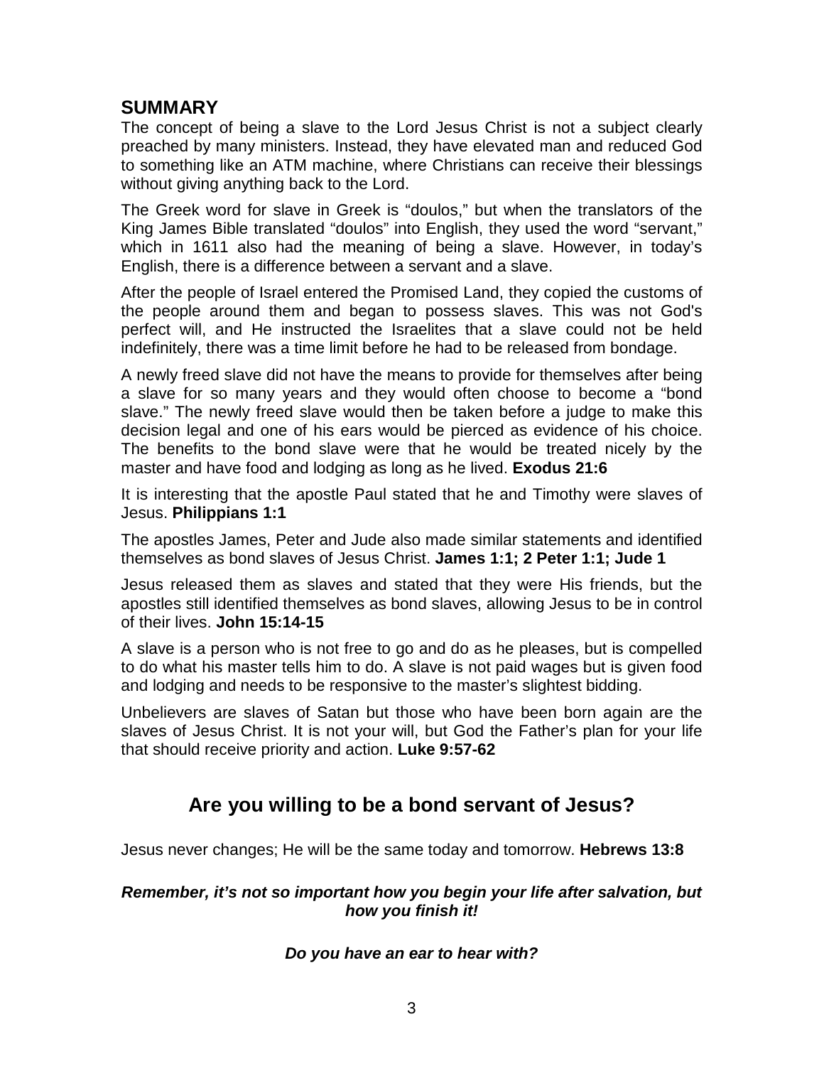## SUMMARY

The concept of being a slave to the Lord Jesus Christ is not a subject clearly preached by many ministers. Instead, they have elevated man and reduced God to something like an ATM machine, where Christians can receive their blessings without giving anything back to the Lord.

The Greek word for slave in Greek is "doulos," but when the translators of the King James Bible translated "doulos" into English, they used the word "servant," which in 1611 also had the meaning of being a slave. However, in today's English, there is a difference between a servant and a slave.

After the people of Israel entered the Promised Land, they copied the customs of the people around them and began to possess slaves. This was not God's perfect will, and He instructed the Israelites that a slave could not be held indefinitely, there was a time limit before he had to be released from bondage.

A newly freed slave did not have the means to provide for themselves after being a slave for so many years and they would often choose to become a "bond slave." The newly freed slave would then be taken before a judge to make this decision legal and one of his ears would be pierced as evidence of his choice. The benefits to the bond slave were that he would be treated nicely by the master and have food and lodging as long as he lived. **Exodus 21:6**

It is interesting that the apostle Paul stated that he and Timothy were slaves of Jesus. **Philippians 1:1**

The apostles James, Peter and Jude also made similar statements and identified themselves as bond slaves of Jesus Christ. **James 1:1; 2 Peter 1:1; Jude 1**

Jesus released them as slaves and stated that they were His friends, but the apostles still identified themselves as bond slaves, allowing Jesus to be in control of their lives. **John 15:14-15**

A slave is a person who is not free to go and do as he pleases, but is compelled to do what his master tells him to do. A slave is not paid wages but is given food and lodging and needs to be responsive to the master's slightest bidding.

Unbelievers are slaves of Satan but those who have been born again are the slaves of Jesus Christ. It is not your will, but God the Father's plan for your life that should receive priority and action. **Luke 9:57-62**

## Are you willing to be a bond servant of Jesus?

Jesus never changes; He will be the same today and tomorrow. **Hebrews 13:8**

***Remember, it's not so important how you begin your life after salvation, but how you finish it!***

***Do you have an ear to hear with?***